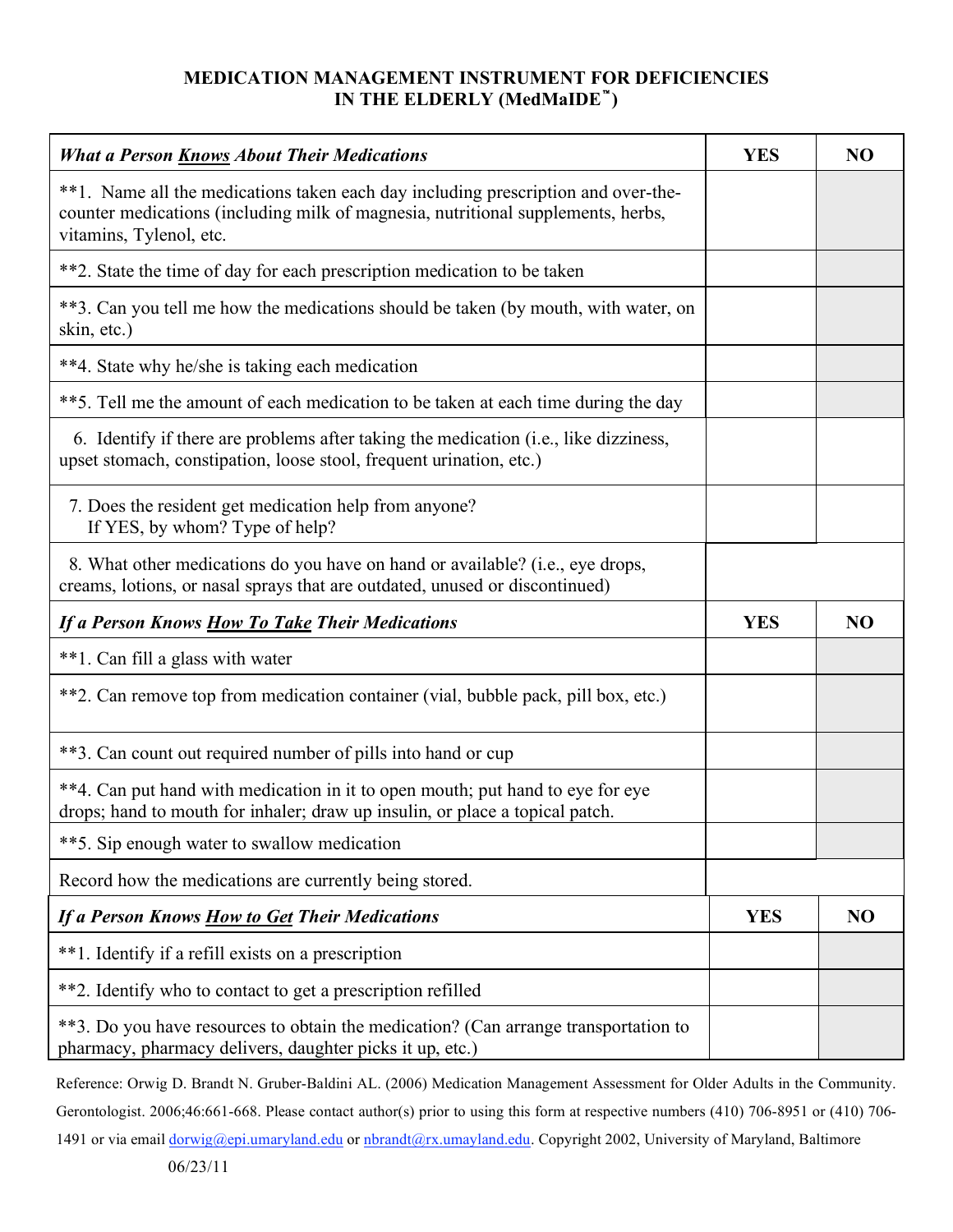# MEDICATION MANAGEMENT INSTRUMENT FOR DEFICIENCIES IN THE ELDERLY (MedMaIDE™)

| ***What a Person Knows About Their Medications*** | **YES** | **NO** |
|---|---|---|
| **1. Name all the medications taken each day including prescription and over-the-counter medications (including milk of magnesia, nutritional supplements, herbs, vitamins, Tylenol, etc. | | |
| **2. State the time of day for each prescription medication to be taken | | |
| **3. Can you tell me how the medications should be taken (by mouth, with water, on skin, etc.) | | |
| **4. State why he/she is taking each medication | | |
| **5. Tell me the amount of each medication to be taken at each time during the day | | |
| 6. Identify if there are problems after taking the medication (i.e., like dizziness, upset stomach, constipation, loose stool, frequent urination, etc.) | | |
| 7. Does the resident get medication help from anyone? If YES, by whom? Type of help? | | |
| 8. What other medications do you have on hand or available? (i.e., eye drops, creams, lotions, or nasal sprays that are outdated, unused or discontinued) | | |
| ***If a Person Knows How To Take Their Medications*** | **YES** | **NO** |
| **1. Can fill a glass with water | | |
| **2. Can remove top from medication container (vial, bubble pack, pill box, etc.) | | |
| **3. Can count out required number of pills into hand or cup | | |
| **4. Can put hand with medication in it to open mouth; put hand to eye for eye drops; hand to mouth for inhaler; draw up insulin, or place a topical patch. | | |
| **5. Sip enough water to swallow medication | | |
| Record how the medications are currently being stored. | | |
| ***If a Person Knows How to Get Their Medications*** | **YES** | **NO** |
| **1. Identify if a refill exists on a prescription | | |
| **2. Identify who to contact to get a prescription refilled | | |
| **3. Do you have resources to obtain the medication? (Can arrange transportation to pharmacy, pharmacy delivers, daughter picks it up, etc.) | | |

Reference: Orwig D. Brandt N. Gruber-Baldini AL. (2006) Medication Management Assessment for Older Adults in the Community. Gerontologist. 2006;46:661-668. Please contact author(s) prior to using this form at respective numbers (410) 706-8951 or (410) 706-1491 or via email dorwig@epi.umaryland.edu or nbrandt@rx.umayland.edu. Copyright 2002, University of Maryland, Baltimore

06/23/11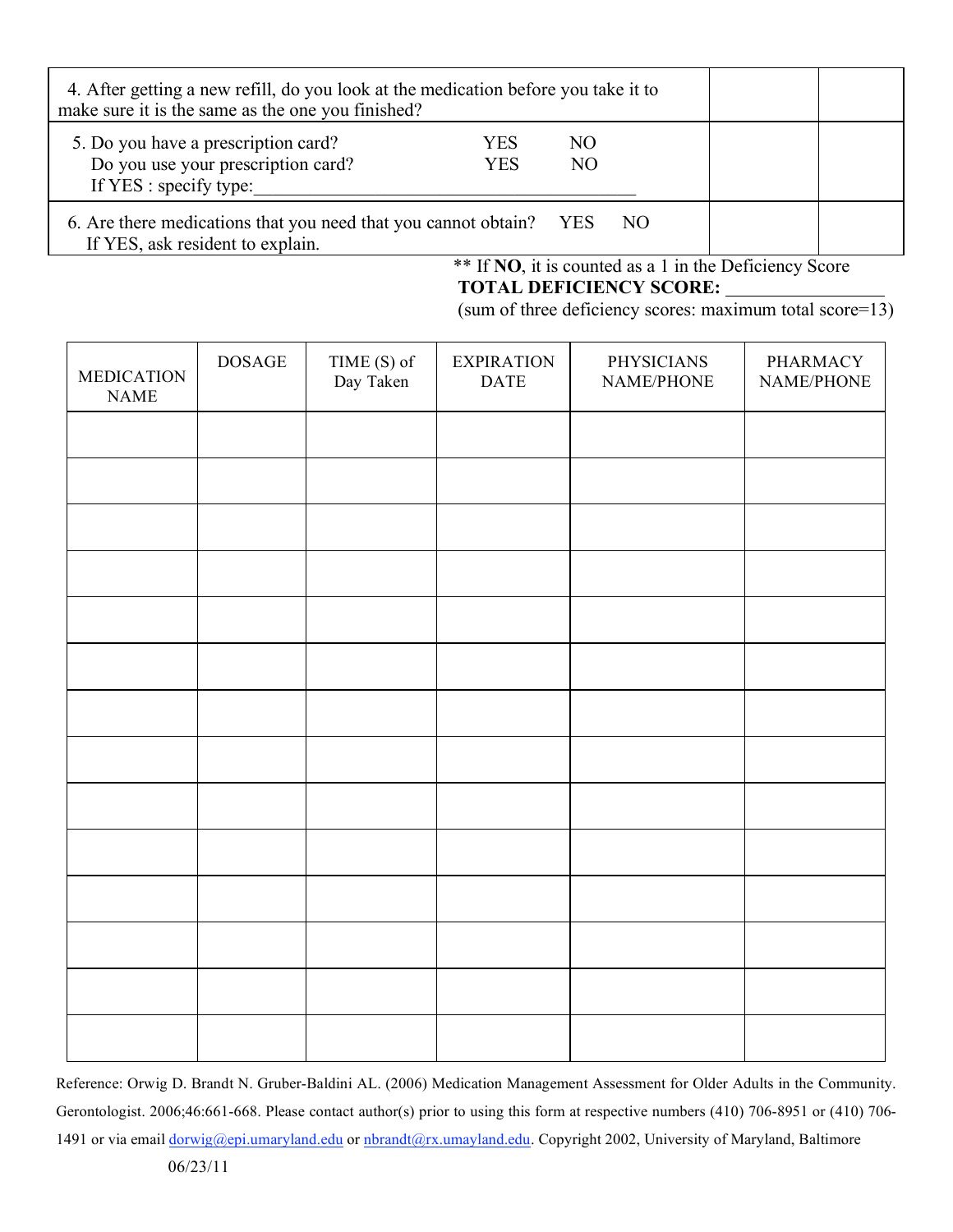| | | |
|---|---|---|
| 4. After getting a new refill, do you look at the medication before you take it to make sure it is the same as the one you finished? | | |
| 5. Do you have a prescription card? YES NO<br>Do you use your prescription card? YES NO<br>If YES : specify type:___________________________________________ | | |
| 6. Are there medications that you need that you cannot obtain? YES NO<br>If YES, ask resident to explain. | | |

** If **NO**, it is counted as a 1 in the Deficiency Score
**TOTAL DEFICIENCY SCORE:** ________________
(sum of three deficiency scores: maximum total score=13)

| MEDICATION NAME | DOSAGE | TIME (S) of Day Taken | EXPIRATION DATE | PHYSICIANS NAME/PHONE | PHARMACY NAME/PHONE |
|---|---|---|---|---|---|
| | | | | | |
| | | | | | |
| | | | | | |
| | | | | | |
| | | | | | |
| | | | | | |
| | | | | | |
| | | | | | |
| | | | | | |
| | | | | | |
| | | | | | |
| | | | | | |
| | | | | | |
| | | | | | |

Reference: Orwig D. Brandt N. Gruber-Baldini AL. (2006) Medication Management Assessment for Older Adults in the Community. Gerontologist. 2006;46:661-668. Please contact author(s) prior to using this form at respective numbers (410) 706-8951 or (410) 706-1491 or via email dorwig@epi.umaryland.edu or nbrandt@rx.umayland.edu. Copyright 2002, University of Maryland, Baltimore

06/23/11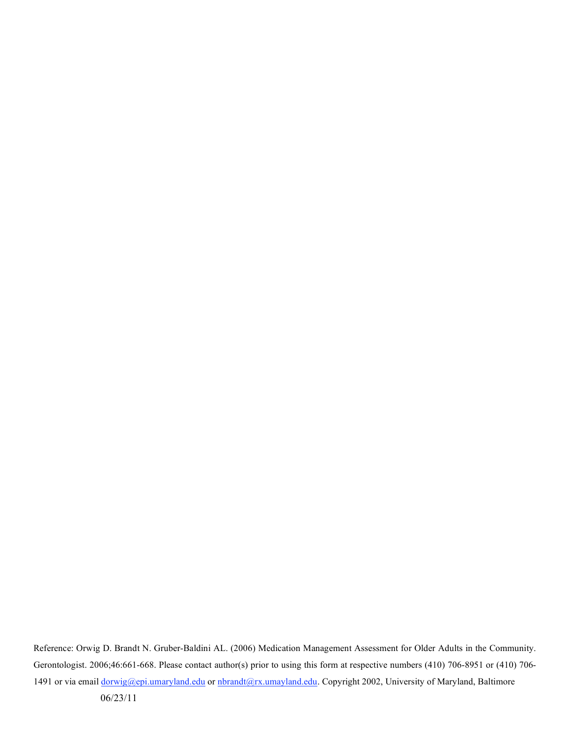Reference: Orwig D. Brandt N. Gruber-Baldini AL. (2006) Medication Management Assessment for Older Adults in the Community. Gerontologist. 2006;46:661-668. Please contact author(s) prior to using this form at respective numbers (410) 706-8951 or (410) 706-1491 or via email dorwig@epi.umaryland.edu or nbrandt@rx.umayland.edu. Copyright 2002, University of Maryland, Baltimore

06/23/11